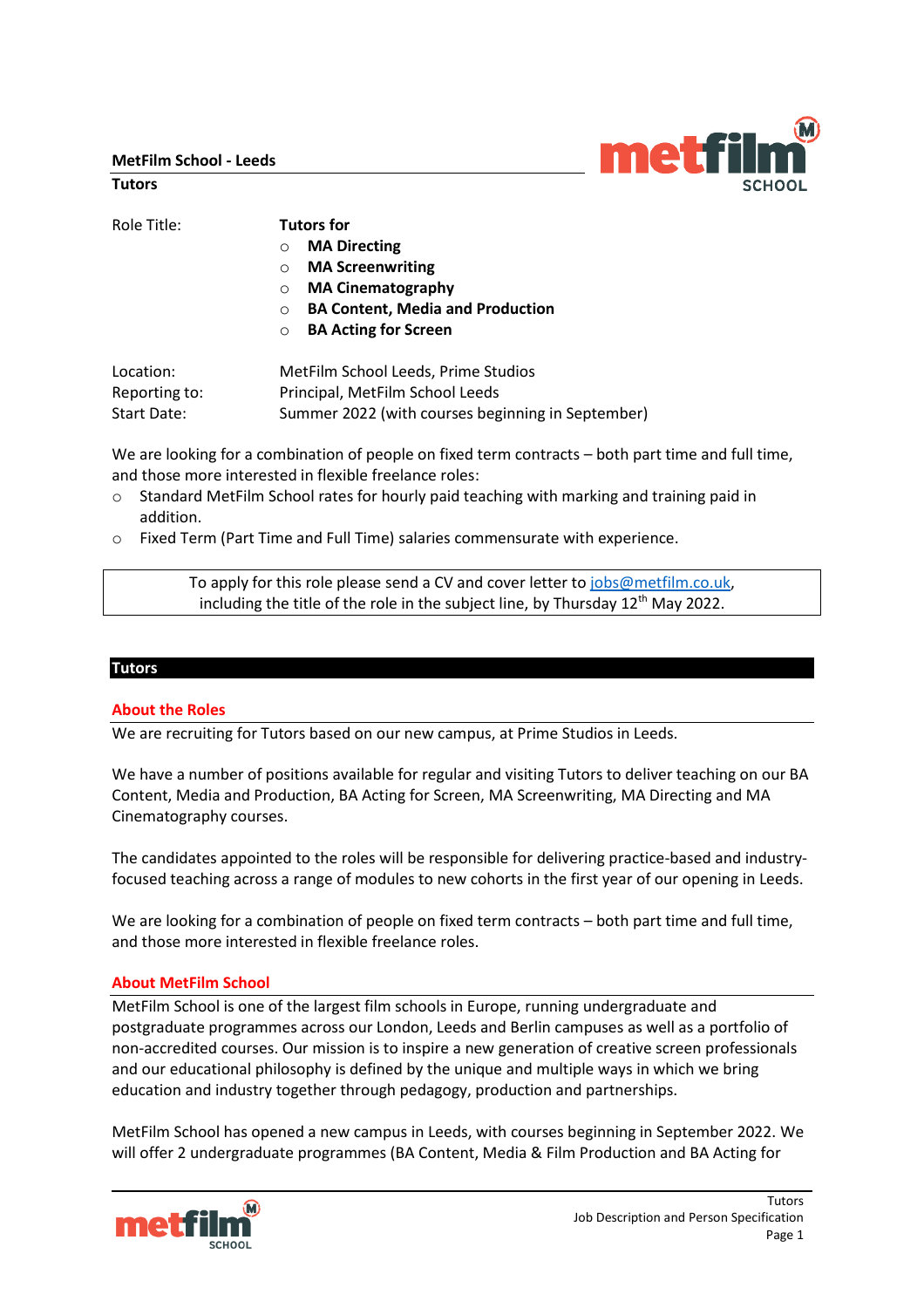**MetFilm School - Leeds**

**Tutors**

| | |
|---|---|
| Role Title: | **Tutors for**<br>○ **MA Directing**<br>○ **MA Screenwriting**<br>○ **MA Cinematography**<br>○ **BA Content, Media and Production**<br>○ **BA Acting for Screen** |
| Location: | MetFilm School Leeds, Prime Studios |
| Reporting to: | Principal, MetFilm School Leeds |
| Start Date: | Summer 2022 (with courses beginning in September) |

We are looking for a combination of people on fixed term contracts – both part time and full time, and those more interested in flexible freelance roles:

- Standard MetFilm School rates for hourly paid teaching with marking and training paid in addition.
- Fixed Term (Part Time and Full Time) salaries commensurate with experience.

To apply for this role please send a CV and cover letter to jobs@metfilm.co.uk, including the title of the role in the subject line, by Thursday 12th May 2022.

## Tutors

### About the Roles

We are recruiting for Tutors based on our new campus, at Prime Studios in Leeds.

We have a number of positions available for regular and visiting Tutors to deliver teaching on our BA Content, Media and Production, BA Acting for Screen, MA Screenwriting, MA Directing and MA Cinematography courses.

The candidates appointed to the roles will be responsible for delivering practice-based and industry-focused teaching across a range of modules to new cohorts in the first year of our opening in Leeds.

We are looking for a combination of people on fixed term contracts – both part time and full time, and those more interested in flexible freelance roles.

### About MetFilm School

MetFilm School is one of the largest film schools in Europe, running undergraduate and postgraduate programmes across our London, Leeds and Berlin campuses as well as a portfolio of non-accredited courses. Our mission is to inspire a new generation of creative screen professionals and our educational philosophy is defined by the unique and multiple ways in which we bring education and industry together through pedagogy, production and partnerships.

MetFilm School has opened a new campus in Leeds, with courses beginning in September 2022. We will offer 2 undergraduate programmes (BA Content, Media & Film Production and BA Acting for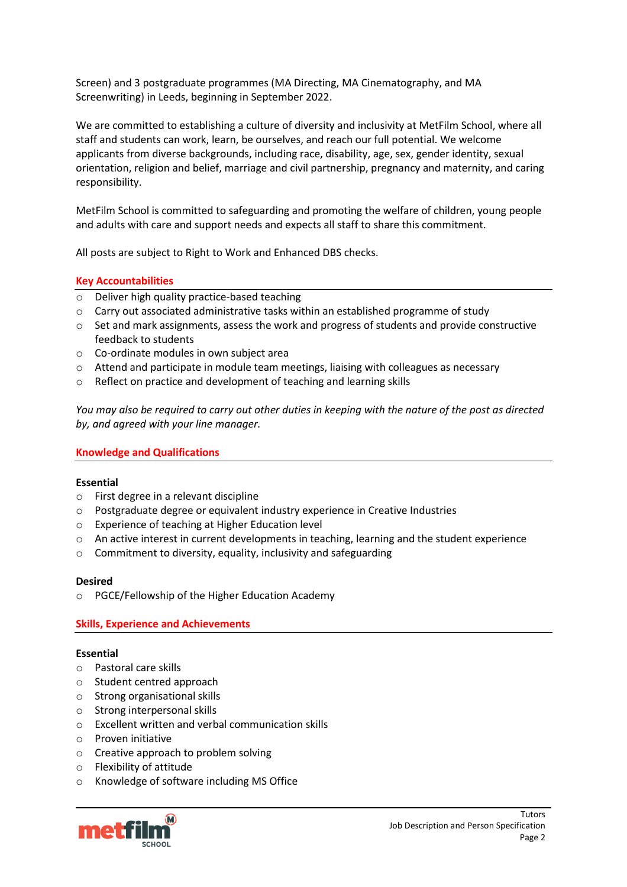Screen) and 3 postgraduate programmes (MA Directing, MA Cinematography, and MA Screenwriting) in Leeds, beginning in September 2022.

We are committed to establishing a culture of diversity and inclusivity at MetFilm School, where all staff and students can work, learn, be ourselves, and reach our full potential. We welcome applicants from diverse backgrounds, including race, disability, age, sex, gender identity, sexual orientation, religion and belief, marriage and civil partnership, pregnancy and maternity, and caring responsibility.

MetFilm School is committed to safeguarding and promoting the welfare of children, young people and adults with care and support needs and expects all staff to share this commitment.

All posts are subject to Right to Work and Enhanced DBS checks.

## Key Accountabilities

- Deliver high quality practice-based teaching
- Carry out associated administrative tasks within an established programme of study
- Set and mark assignments, assess the work and progress of students and provide constructive feedback to students
- Co-ordinate modules in own subject area
- Attend and participate in module team meetings, liaising with colleagues as necessary
- Reflect on practice and development of teaching and learning skills

*You may also be required to carry out other duties in keeping with the nature of the post as directed by, and agreed with your line manager.*

## Knowledge and Qualifications

**Essential**

- First degree in a relevant discipline
- Postgraduate degree or equivalent industry experience in Creative Industries
- Experience of teaching at Higher Education level
- An active interest in current developments in teaching, learning and the student experience
- Commitment to diversity, equality, inclusivity and safeguarding

**Desired**

- PGCE/Fellowship of the Higher Education Academy

## Skills, Experience and Achievements

**Essential**

- Pastoral care skills
- Student centred approach
- Strong organisational skills
- Strong interpersonal skills
- Excellent written and verbal communication skills
- Proven initiative
- Creative approach to problem solving
- Flexibility of attitude
- Knowledge of software including MS Office